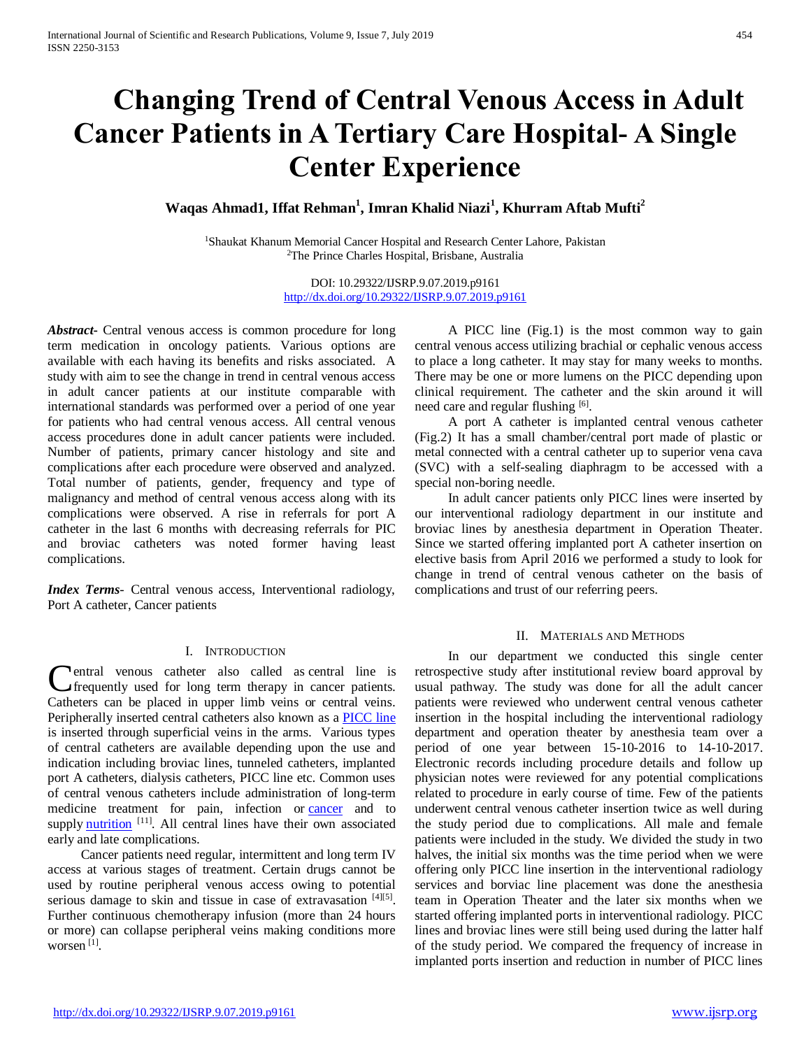# Changing Trend of Central Venous Access in Adult Cancer Patients in A Tertiary Care Hospital- A Single Center Experience

**Waqas Ahmad1, Iffat Rehman[1], Imran Khalid Niazi[1], Khurram Aftab Mufti[2]**

[1]Shaukat Khanum Memorial Cancer Hospital and Research Center Lahore, Pakistan
[2]The Prince Charles Hospital, Brisbane, Australia

DOI: 10.29322/IJSRP.9.07.2019.p9161
http://dx.doi.org/10.29322/IJSRP.9.07.2019.p9161

***Abstract***- Central venous access is common procedure for long term medication in oncology patients. Various options are available with each having its benefits and risks associated. A study with aim to see the change in trend in central venous access in adult cancer patients at our institute comparable with international standards was performed over a period of one year for patients who had central venous access. All central venous access procedures done in adult cancer patients were included. Number of patients, primary cancer histology and site and complications after each procedure were observed and analyzed. Total number of patients, gender, frequency and type of malignancy and method of central venous access along with its complications were observed. A rise in referrals for port A catheter in the last 6 months with decreasing referrals for PIC and broviac catheters was noted former having least complications.

***Index Terms***- Central venous access, Interventional radiology, Port A catheter, Cancer patients

## I. Introduction

Central venous catheter also called as central line is frequently used for long term therapy in cancer patients. Catheters can be placed in upper limb veins or central veins. Peripherally inserted central catheters also known as a PICC line is inserted through superficial veins in the arms. Various types of central catheters are available depending upon the use and indication including broviac lines, tunneled catheters, implanted port A catheters, dialysis catheters, PICC line etc. Common uses of central venous catheters include administration of long-term medicine treatment for pain, infection or cancer and to supply nutrition [11]. All central lines have their own associated early and late complications.

Cancer patients need regular, intermittent and long term IV access at various stages of treatment. Certain drugs cannot be used by routine peripheral venous access owing to potential serious damage to skin and tissue in case of extravasation [4][5]. Further continuous chemotherapy infusion (more than 24 hours or more) can collapse peripheral veins making conditions more worsen [1].

A PICC line (Fig.1) is the most common way to gain central venous access utilizing brachial or cephalic venous access to place a long catheter. It may stay for many weeks to months. There may be one or more lumens on the PICC depending upon clinical requirement. The catheter and the skin around it will need care and regular flushing [6].

A port A catheter is implanted central venous catheter (Fig.2) It has a small chamber/central port made of plastic or metal connected with a central catheter up to superior vena cava (SVC) with a self-sealing diaphragm to be accessed with a special non-boring needle.

In adult cancer patients only PICC lines were inserted by our interventional radiology department in our institute and broviac lines by anesthesia department in Operation Theater. Since we started offering implanted port A catheter insertion on elective basis from April 2016 we performed a study to look for change in trend of central venous catheter on the basis of complications and trust of our referring peers.

## II. Materials and Methods

In our department we conducted this single center retrospective study after institutional review board approval by usual pathway. The study was done for all the adult cancer patients were reviewed who underwent central venous catheter insertion in the hospital including the interventional radiology department and operation theater by anesthesia team over a period of one year between 15-10-2016 to 14-10-2017. Electronic records including procedure details and follow up physician notes were reviewed for any potential complications related to procedure in early course of time. Few of the patients underwent central venous catheter insertion twice as well during the study period due to complications. All male and female patients were included in the study. We divided the study in two halves, the initial six months was the time period when we were offering only PICC line insertion in the interventional radiology services and borviac line placement was done the anesthesia team in Operation Theater and the later six months when we started offering implanted ports in interventional radiology. PICC lines and broviac lines were still being used during the latter half of the study period. We compared the frequency of increase in implanted ports insertion and reduction in number of PICC lines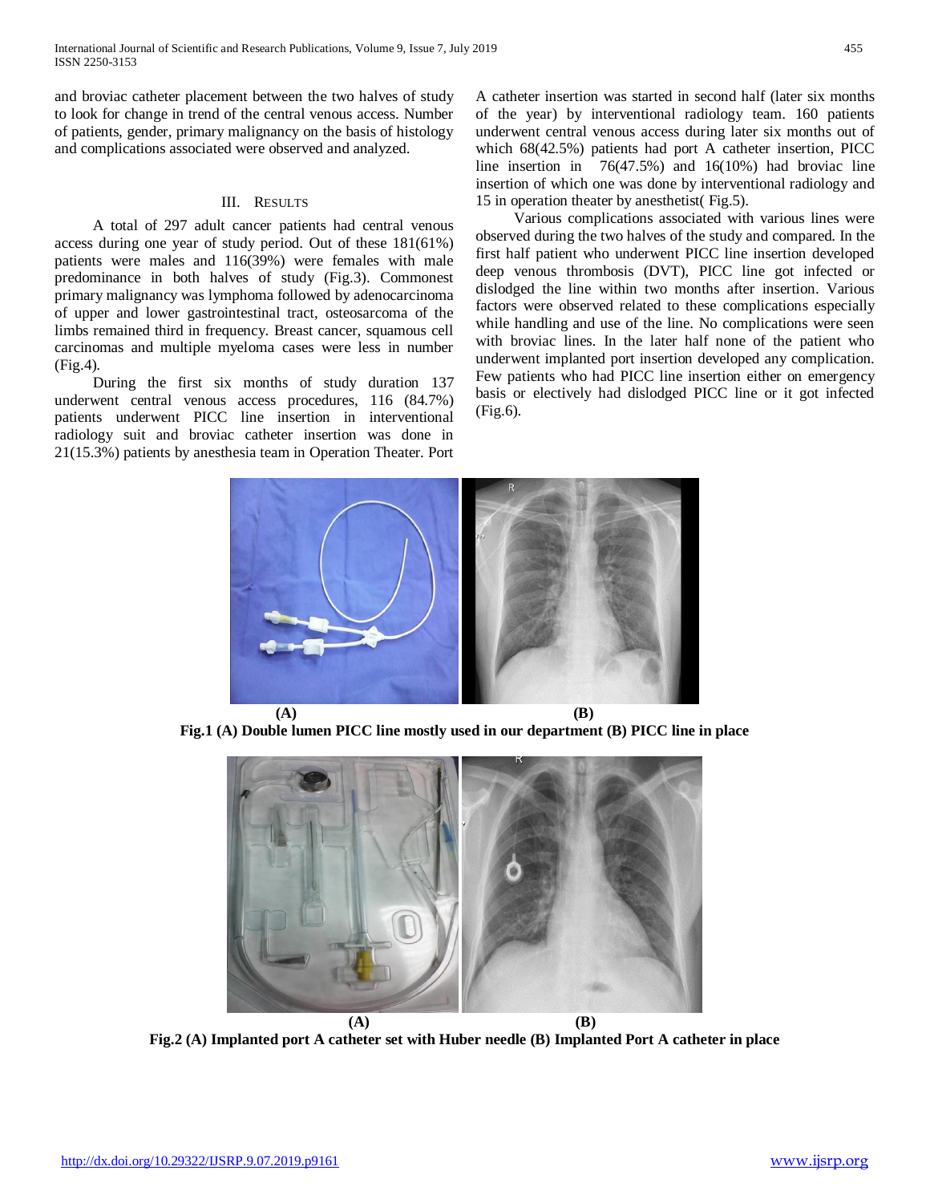and broviac catheter placement between the two halves of study to look for change in trend of the central venous access. Number of patients, gender, primary malignancy on the basis of histology and complications associated were observed and analyzed.

## III. Results

A total of 297 adult cancer patients had central venous access during one year of study period. Out of these 181(61%) patients were males and 116(39%) were females with male predominance in both halves of study (Fig.3). Commonest primary malignancy was lymphoma followed by adenocarcinoma of upper and lower gastrointestinal tract, osteosarcoma of the limbs remained third in frequency. Breast cancer, squamous cell carcinomas and multiple myeloma cases were less in number (Fig.4).

During the first six months of study duration 137 underwent central venous access procedures, 116 (84.7%) patients underwent PICC line insertion in interventional radiology suit and broviac catheter insertion was done in 21(15.3%) patients by anesthesia team in Operation Theater. Port A catheter insertion was started in second half (later six months of the year) by interventional radiology team. 160 patients underwent central venous access during later six months out of which 68(42.5%) patients had port A catheter insertion, PICC line insertion in 76(47.5%) and 16(10%) had broviac line insertion of which one was done by interventional radiology and 15 in operation theater by anesthetist( Fig.5).

Various complications associated with various lines were observed during the two halves of the study and compared. In the first half patient who underwent PICC line insertion developed deep venous thrombosis (DVT), PICC line got infected or dislodged the line within two months after insertion. Various factors were observed related to these complications especially while handling and use of the line. No complications were seen with broviac lines. In the later half none of the patient who underwent implanted port insertion developed any complication. Few patients who had PICC line insertion either on emergency basis or electively had dislodged PICC line or it got infected (Fig.6).

**(A) (B)**

**Fig.1 (A) Double lumen PICC line mostly used in our department (B) PICC line in place**

**(A) (B)**

**Fig.2 (A) Implanted port A catheter set with Huber needle (B) Implanted Port A catheter in place**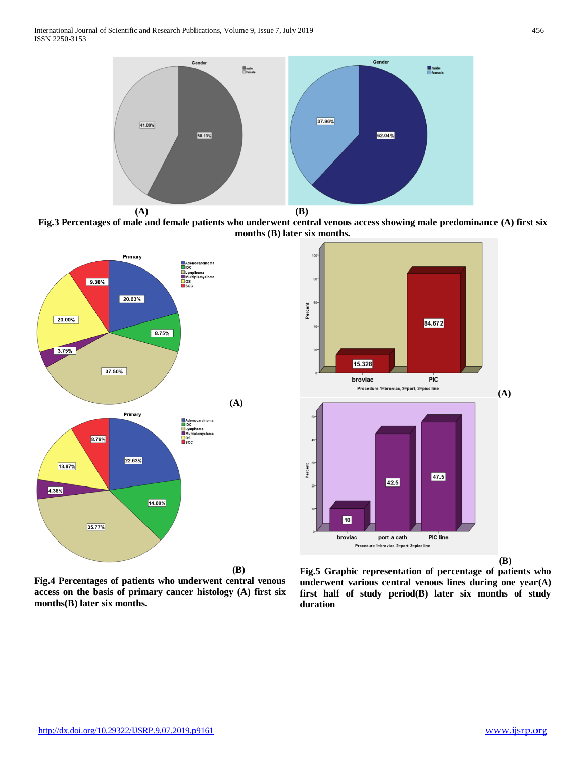(A) (B)

**Fig.3 Percentages of male and female patients who underwent central venous access showing male predominance (A) first six months (B) later six months.**

(A)

(B)

**Fig.4 Percentages of patients who underwent central venous access on the basis of primary cancer histology (A) first six months(B) later six months.**

(A)

(B)

**Fig.5 Graphic representation of percentage of patients who underwent various central venous lines during one year(A) first half of study period(B) later six months of study duration**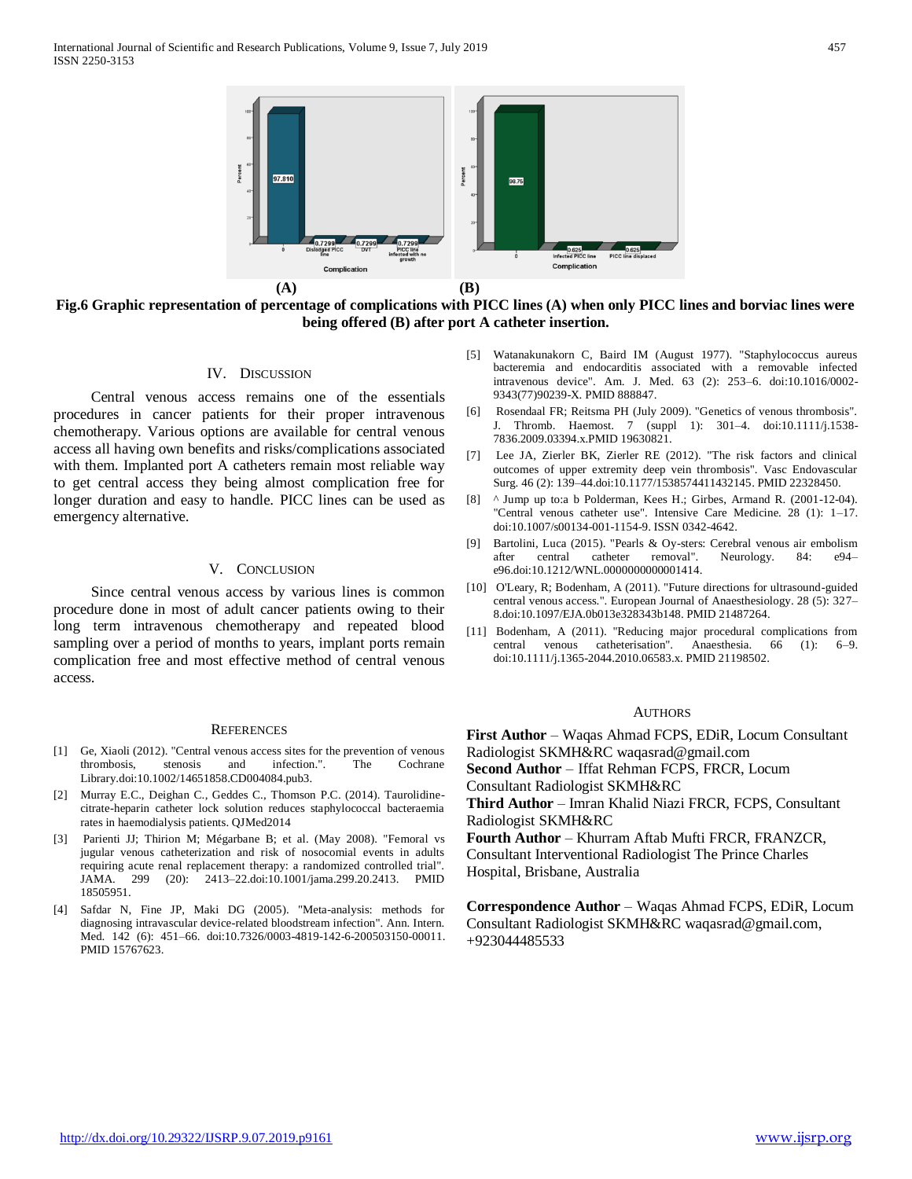Percent

97.810

0.7299 Dislodged PICC line

0.7299 DVT

0.7299 PICC line infected with no growth

Complication

Percent

98.75

0.625 Infected PICC line

0.625 PICC line displaced

Complication

**(A)** **(B)**

**Fig.6 Graphic representation of percentage of complications with PICC lines (A) when only PICC lines and borviac lines were being offered (B) after port A catheter insertion.**

## IV. Discussion

Central venous access remains one of the essentials procedures in cancer patients for their proper intravenous chemotherapy. Various options are available for central venous access all having own benefits and risks/complications associated with them. Implanted port A catheters remain most reliable way to get central access they being almost complication free for longer duration and easy to handle. PICC lines can be used as emergency alternative.

## V. Conclusion

Since central venous access by various lines is common procedure done in most of adult cancer patients owing to their long term intravenous chemotherapy and repeated blood sampling over a period of months to years, implant ports remain complication free and most effective method of central venous access.

## References

[1] Ge, Xiaoli (2012). "Central venous access sites for the prevention of venous thrombosis, stenosis and infection.". The Cochrane Library.doi:10.1002/14651858.CD004084.pub3.

[2] Murray E.C., Deighan C., Geddes C., Thomson P.C. (2014). Taurolidine-citrate-heparin catheter lock solution reduces staphylococcal bacteraemia rates in haemodialysis patients. QJMed2014

[3] Parienti JJ; Thirion M; Mégarbane B; et al. (May 2008). "Femoral vs jugular venous catheterization and risk of nosocomial events in adults requiring acute renal replacement therapy: a randomized controlled trial". JAMA. 299 (20): 2413–22.doi:10.1001/jama.299.20.2413. PMID 18505951.

[4] Safdar N, Fine JP, Maki DG (2005). "Meta-analysis: methods for diagnosing intravascular device-related bloodstream infection". Ann. Intern. Med. 142 (6): 451–66. doi:10.7326/0003-4819-142-6-200503150-00011. PMID 15767623.

[5] Watanakunakorn C, Baird IM (August 1977). "Staphylococcus aureus bacteremia and endocarditis associated with a removable infected intravenous device". Am. J. Med. 63 (2): 253–6. doi:10.1016/0002-9343(77)90239-X. PMID 888847.

[6] Rosendaal FR; Reitsma PH (July 2009). "Genetics of venous thrombosis". J. Thromb. Haemost. 7 (suppl 1): 301–4. doi:10.1111/j.1538-7836.2009.03394.x.PMID 19630821.

[7] Lee JA, Zierler BK, Zierler RE (2012). "The risk factors and clinical outcomes of upper extremity deep vein thrombosis". Vasc Endovascular Surg. 46 (2): 139–44.doi:10.1177/1538574411432145. PMID 22328450.

[8] ^ Jump up to:a b Polderman, Kees H.; Girbes, Armand R. (2001-12-04). "Central venous catheter use". Intensive Care Medicine. 28 (1): 1–17. doi:10.1007/s00134-001-1154-9. ISSN 0342-4642.

[9] Bartolini, Luca (2015). "Pearls & Oy-sters: Cerebral venous air embolism after central catheter removal". Neurology. 84: e94–e96.doi:10.1212/WNL.0000000000001414.

[10] O'Leary, R; Bodenham, A (2011). "Future directions for ultrasound-guided central venous access.". European Journal of Anaesthesiology. 28 (5): 327–8.doi:10.1097/EJA.0b013e328343b148. PMID 21487264.

[11] Bodenham, A (2011). "Reducing major procedural complications from central venous catheterisation". Anaesthesia. 66 (1): 6–9. doi:10.1111/j.1365-2044.2010.06583.x. PMID 21198502.

## Authors

**First Author** – Waqas Ahmad FCPS, EDiR, Locum Consultant Radiologist SKMH&RC waqasrad@gmail.com

**Second Author** – Iffat Rehman FCPS, FRCR, Locum Consultant Radiologist SKMH&RC

**Third Author** – Imran Khalid Niazi FRCR, FCPS, Consultant Radiologist SKMH&RC

**Fourth Author** – Khurram Aftab Mufti FRCR, FRANZCR, Consultant Interventional Radiologist The Prince Charles Hospital, Brisbane, Australia

**Correspondence Author** – Waqas Ahmad FCPS, EDiR, Locum Consultant Radiologist SKMH&RC waqasrad@gmail.com, +923044485533